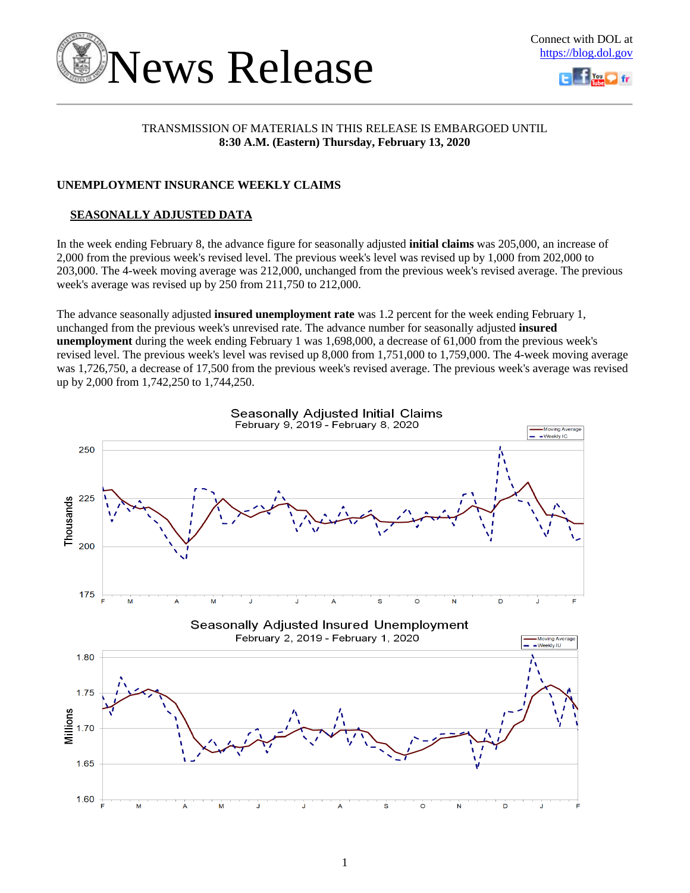# News Release

Connect with DOL at https://blog.dol.gov

TRANSMISSION OF MATERIALS IN THIS RELEASE IS EMBARGOED UNTIL
**8:30 A.M. (Eastern) Thursday, February 13, 2020**

## UNEMPLOYMENT INSURANCE WEEKLY CLAIMS

### SEASONALLY ADJUSTED DATA

In the week ending February 8, the advance figure for seasonally adjusted **initial claims** was 205,000, an increase of 2,000 from the previous week's revised level. The previous week's level was revised up by 1,000 from 202,000 to 203,000. The 4-week moving average was 212,000, unchanged from the previous week's revised average. The previous week's average was revised up by 250 from 211,750 to 212,000.

The advance seasonally adjusted **insured unemployment rate** was 1.2 percent for the week ending February 1, unchanged from the previous week's unrevised rate. The advance number for seasonally adjusted **insured unemployment** during the week ending February 1 was 1,698,000, a decrease of 61,000 from the previous week's revised level. The previous week's level was revised up 8,000 from 1,751,000 to 1,759,000. The 4-week moving average was 1,726,750, a decrease of 17,500 from the previous week's revised average. The previous week's average was revised up by 2,000 from 1,742,250 to 1,744,250.

Seasonally Adjusted Initial Claims
February 9, 2019 - February 8, 2020

Moving Average
Weekly IC

Thousands
250
225
200
175
F M A M J J A S O N D J F

Seasonally Adjusted Insured Unemployment
February 2, 2019 - February 1, 2020

Moving Average
Weekly IU

Millions
1.80
1.75
1.70
1.65
1.60
F M A M J J A S O N D J F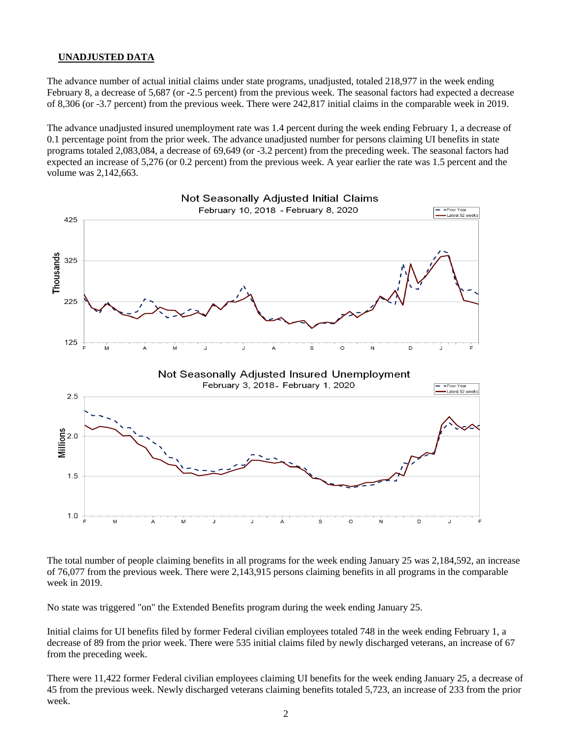## UNADJUSTED DATA

The advance number of actual initial claims under state programs, unadjusted, totaled 218,977 in the week ending February 8, a decrease of 5,687 (or -2.5 percent) from the previous week. The seasonal factors had expected a decrease of 8,306 (or -3.7 percent) from the previous week. There were 242,817 initial claims in the comparable week in 2019.

The advance unadjusted insured unemployment rate was 1.4 percent during the week ending February 1, a decrease of 0.1 percentage point from the prior week. The advance unadjusted number for persons claiming UI benefits in state programs totaled 2,083,084, a decrease of 69,649 (or -3.2 percent) from the preceding week. The seasonal factors had expected an increase of 5,276 (or 0.2 percent) from the previous week. A year earlier the rate was 1.5 percent and the volume was 2,142,663.

Not Seasonally Adjusted Initial Claims

February 10, 2018 - February 8, 2020

Prior Year
Latest 52 weeks

Thousands

425
325
225
125

F M A M J J A S O N D J F

Not Seasonally Adjusted Insured Unemployment

February 3, 2018- February 1, 2020

Prior Year
Latest 52 weeks

Millions

2.5
2.0
1.5
1.0

F M A M J J A S O N D J F

The total number of people claiming benefits in all programs for the week ending January 25 was 2,184,592, an increase of 76,077 from the previous week. There were 2,143,915 persons claiming benefits in all programs in the comparable week in 2019.

No state was triggered "on" the Extended Benefits program during the week ending January 25.

Initial claims for UI benefits filed by former Federal civilian employees totaled 748 in the week ending February 1, a decrease of 89 from the prior week. There were 535 initial claims filed by newly discharged veterans, an increase of 67 from the preceding week.

There were 11,422 former Federal civilian employees claiming UI benefits for the week ending January 25, a decrease of 45 from the previous week. Newly discharged veterans claiming benefits totaled 5,723, an increase of 233 from the prior week.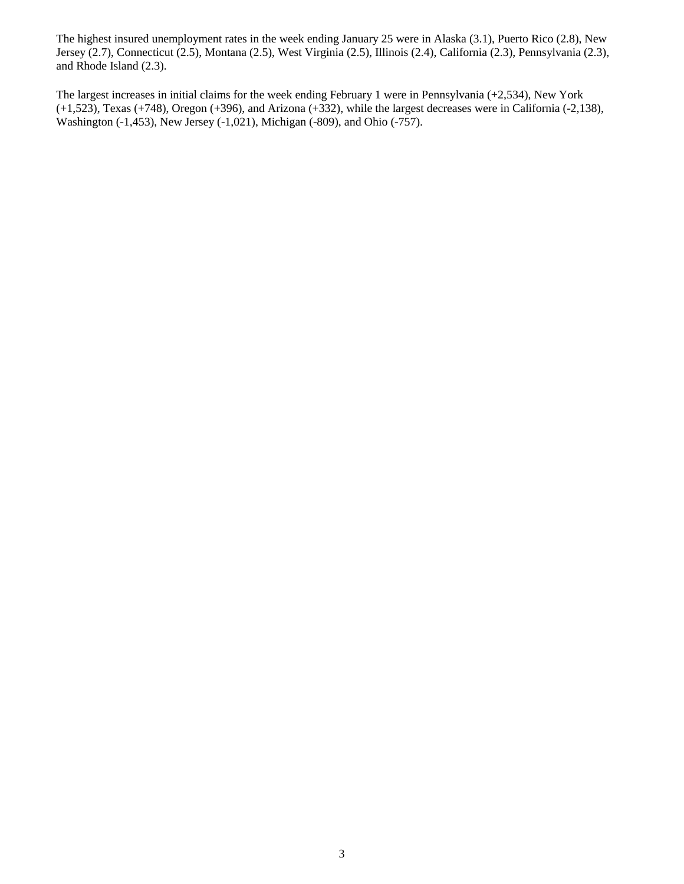The highest insured unemployment rates in the week ending January 25 were in Alaska (3.1), Puerto Rico (2.8), New Jersey (2.7), Connecticut (2.5), Montana (2.5), West Virginia (2.5), Illinois (2.4), California (2.3), Pennsylvania (2.3), and Rhode Island (2.3).

The largest increases in initial claims for the week ending February 1 were in Pennsylvania (+2,534), New York (+1,523), Texas (+748), Oregon (+396), and Arizona (+332), while the largest decreases were in California (-2,138), Washington (-1,453), New Jersey (-1,021), Michigan (-809), and Ohio (-757).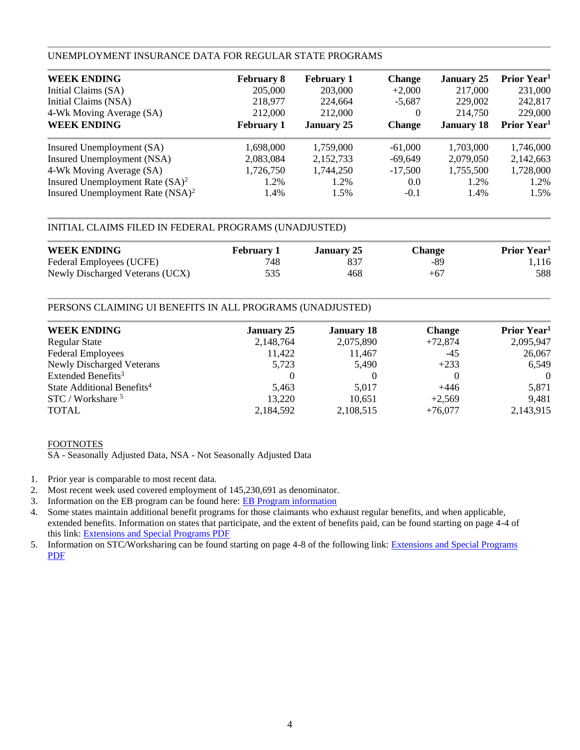## UNEMPLOYMENT INSURANCE DATA FOR REGULAR STATE PROGRAMS

| WEEK ENDING | February 8 | February 1 | Change | January 25 | Prior Year[1] |
|---|---|---|---|---|---|
| Initial Claims (SA) | 205,000 | 203,000 | +2,000 | 217,000 | 231,000 |
| Initial Claims (NSA) | 218,977 | 224,664 | -5,687 | 229,002 | 242,817 |
| 4-Wk Moving Average (SA) | 212,000 | 212,000 | 0 | 214,750 | 229,000 |
| **WEEK ENDING** | **February 1** | **January 25** | **Change** | **January 18** | **Prior Year[1]** |
| Insured Unemployment (SA) | 1,698,000 | 1,759,000 | -61,000 | 1,703,000 | 1,746,000 |
| Insured Unemployment (NSA) | 2,083,084 | 2,152,733 | -69,649 | 2,079,050 | 2,142,663 |
| 4-Wk Moving Average (SA) | 1,726,750 | 1,744,250 | -17,500 | 1,755,500 | 1,728,000 |
| Insured Unemployment Rate (SA)[2] | 1.2% | 1.2% | 0.0 | 1.2% | 1.2% |
| Insured Unemployment Rate (NSA)[2] | 1.4% | 1.5% | -0.1 | 1.4% | 1.5% |

## INITIAL CLAIMS FILED IN FEDERAL PROGRAMS (UNADJUSTED)

| WEEK ENDING | February 1 | January 25 | Change | Prior Year[1] |
|---|---|---|---|---|
| Federal Employees (UCFE) | 748 | 837 | -89 | 1,116 |
| Newly Discharged Veterans (UCX) | 535 | 468 | +67 | 588 |

## PERSONS CLAIMING UI BENEFITS IN ALL PROGRAMS (UNADJUSTED)

| WEEK ENDING | January 25 | January 18 | Change | Prior Year[1] |
|---|---|---|---|---|
| Regular State | 2,148,764 | 2,075,890 | +72,874 | 2,095,947 |
| Federal Employees | 11,422 | 11,467 | -45 | 26,067 |
| Newly Discharged Veterans | 5,723 | 5,490 | +233 | 6,549 |
| Extended Benefits[3] | 0 | 0 | 0 | 0 |
| State Additional Benefits[4] | 5,463 | 5,017 | +446 | 5,871 |
| STC / Workshare [5] | 13,220 | 10,651 | +2,569 | 9,481 |
| TOTAL | 2,184,592 | 2,108,515 | +76,077 | 2,143,915 |

FOOTNOTES

SA - Seasonally Adjusted Data, NSA - Not Seasonally Adjusted Data

1. Prior year is comparable to most recent data.
2. Most recent week used covered employment of 145,230,691 as denominator.
3. Information on the EB program can be found here: EB Program information
4. Some states maintain additional benefit programs for those claimants who exhaust regular benefits, and when applicable, extended benefits. Information on states that participate, and the extent of benefits paid, can be found starting on page 4-4 of this link: Extensions and Special Programs PDF
5. Information on STC/Worksharing can be found starting on page 4-8 of the following link: Extensions and Special Programs PDF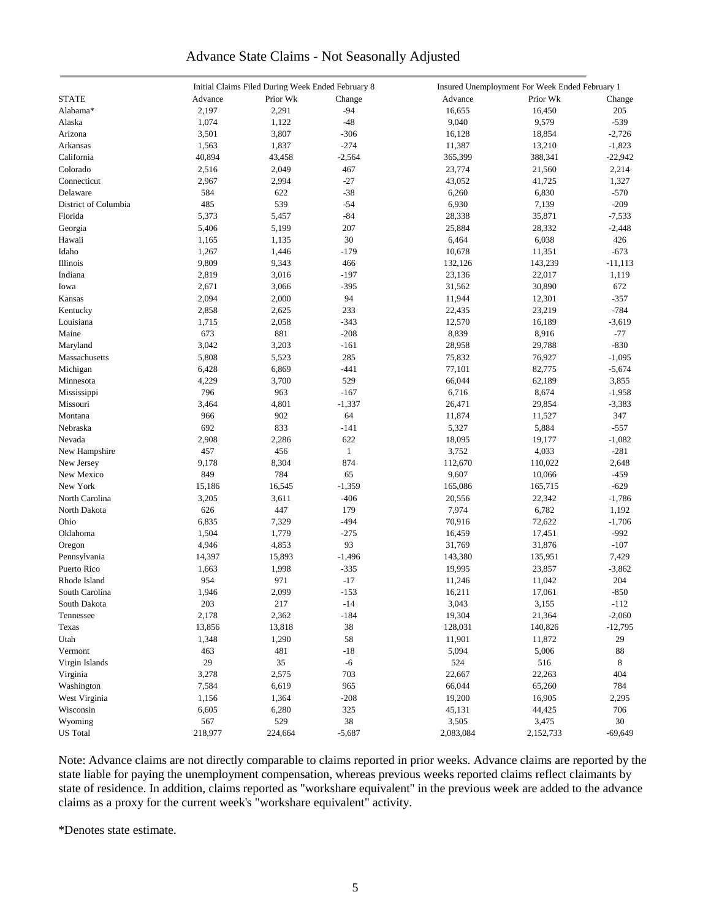# Advance State Claims - Not Seasonally Adjusted

| | Initial Claims Filed During Week Ended February 8 | | | Insured Unemployment For Week Ended February 1 | | |
|---|---|---|---|---|---|---|
| STATE | Advance | Prior Wk | Change | Advance | Prior Wk | Change |
| Alabama* | 2,197 | 2,291 | -94 | 16,655 | 16,450 | 205 |
| Alaska | 1,074 | 1,122 | -48 | 9,040 | 9,579 | -539 |
| Arizona | 3,501 | 3,807 | -306 | 16,128 | 18,854 | -2,726 |
| Arkansas | 1,563 | 1,837 | -274 | 11,387 | 13,210 | -1,823 |
| California | 40,894 | 43,458 | -2,564 | 365,399 | 388,341 | -22,942 |
| Colorado | 2,516 | 2,049 | 467 | 23,774 | 21,560 | 2,214 |
| Connecticut | 2,967 | 2,994 | -27 | 43,052 | 41,725 | 1,327 |
| Delaware | 584 | 622 | -38 | 6,260 | 6,830 | -570 |
| District of Columbia | 485 | 539 | -54 | 6,930 | 7,139 | -209 |
| Florida | 5,373 | 5,457 | -84 | 28,338 | 35,871 | -7,533 |
| Georgia | 5,406 | 5,199 | 207 | 25,884 | 28,332 | -2,448 |
| Hawaii | 1,165 | 1,135 | 30 | 6,464 | 6,038 | 426 |
| Idaho | 1,267 | 1,446 | -179 | 10,678 | 11,351 | -673 |
| Illinois | 9,809 | 9,343 | 466 | 132,126 | 143,239 | -11,113 |
| Indiana | 2,819 | 3,016 | -197 | 23,136 | 22,017 | 1,119 |
| Iowa | 2,671 | 3,066 | -395 | 31,562 | 30,890 | 672 |
| Kansas | 2,094 | 2,000 | 94 | 11,944 | 12,301 | -357 |
| Kentucky | 2,858 | 2,625 | 233 | 22,435 | 23,219 | -784 |
| Louisiana | 1,715 | 2,058 | -343 | 12,570 | 16,189 | -3,619 |
| Maine | 673 | 881 | -208 | 8,839 | 8,916 | -77 |
| Maryland | 3,042 | 3,203 | -161 | 28,958 | 29,788 | -830 |
| Massachusetts | 5,808 | 5,523 | 285 | 75,832 | 76,927 | -1,095 |
| Michigan | 6,428 | 6,869 | -441 | 77,101 | 82,775 | -5,674 |
| Minnesota | 4,229 | 3,700 | 529 | 66,044 | 62,189 | 3,855 |
| Mississippi | 796 | 963 | -167 | 6,716 | 8,674 | -1,958 |
| Missouri | 3,464 | 4,801 | -1,337 | 26,471 | 29,854 | -3,383 |
| Montana | 966 | 902 | 64 | 11,874 | 11,527 | 347 |
| Nebraska | 692 | 833 | -141 | 5,327 | 5,884 | -557 |
| Nevada | 2,908 | 2,286 | 622 | 18,095 | 19,177 | -1,082 |
| New Hampshire | 457 | 456 | 1 | 3,752 | 4,033 | -281 |
| New Jersey | 9,178 | 8,304 | 874 | 112,670 | 110,022 | 2,648 |
| New Mexico | 849 | 784 | 65 | 9,607 | 10,066 | -459 |
| New York | 15,186 | 16,545 | -1,359 | 165,086 | 165,715 | -629 |
| North Carolina | 3,205 | 3,611 | -406 | 20,556 | 22,342 | -1,786 |
| North Dakota | 626 | 447 | 179 | 7,974 | 6,782 | 1,192 |
| Ohio | 6,835 | 7,329 | -494 | 70,916 | 72,622 | -1,706 |
| Oklahoma | 1,504 | 1,779 | -275 | 16,459 | 17,451 | -992 |
| Oregon | 4,946 | 4,853 | 93 | 31,769 | 31,876 | -107 |
| Pennsylvania | 14,397 | 15,893 | -1,496 | 143,380 | 135,951 | 7,429 |
| Puerto Rico | 1,663 | 1,998 | -335 | 19,995 | 23,857 | -3,862 |
| Rhode Island | 954 | 971 | -17 | 11,246 | 11,042 | 204 |
| South Carolina | 1,946 | 2,099 | -153 | 16,211 | 17,061 | -850 |
| South Dakota | 203 | 217 | -14 | 3,043 | 3,155 | -112 |
| Tennessee | 2,178 | 2,362 | -184 | 19,304 | 21,364 | -2,060 |
| Texas | 13,856 | 13,818 | 38 | 128,031 | 140,826 | -12,795 |
| Utah | 1,348 | 1,290 | 58 | 11,901 | 11,872 | 29 |
| Vermont | 463 | 481 | -18 | 5,094 | 5,006 | 88 |
| Virgin Islands | 29 | 35 | -6 | 524 | 516 | 8 |
| Virginia | 3,278 | 2,575 | 703 | 22,667 | 22,263 | 404 |
| Washington | 7,584 | 6,619 | 965 | 66,044 | 65,260 | 784 |
| West Virginia | 1,156 | 1,364 | -208 | 19,200 | 16,905 | 2,295 |
| Wisconsin | 6,605 | 6,280 | 325 | 45,131 | 44,425 | 706 |
| Wyoming | 567 | 529 | 38 | 3,505 | 3,475 | 30 |
| US Total | 218,977 | 224,664 | -5,687 | 2,083,084 | 2,152,733 | -69,649 |

Note: Advance claims are not directly comparable to claims reported in prior weeks. Advance claims are reported by the state liable for paying the unemployment compensation, whereas previous weeks reported claims reflect claimants by state of residence. In addition, claims reported as "workshare equivalent" in the previous week are added to the advance claims as a proxy for the current week's "workshare equivalent" activity.

*Denotes state estimate.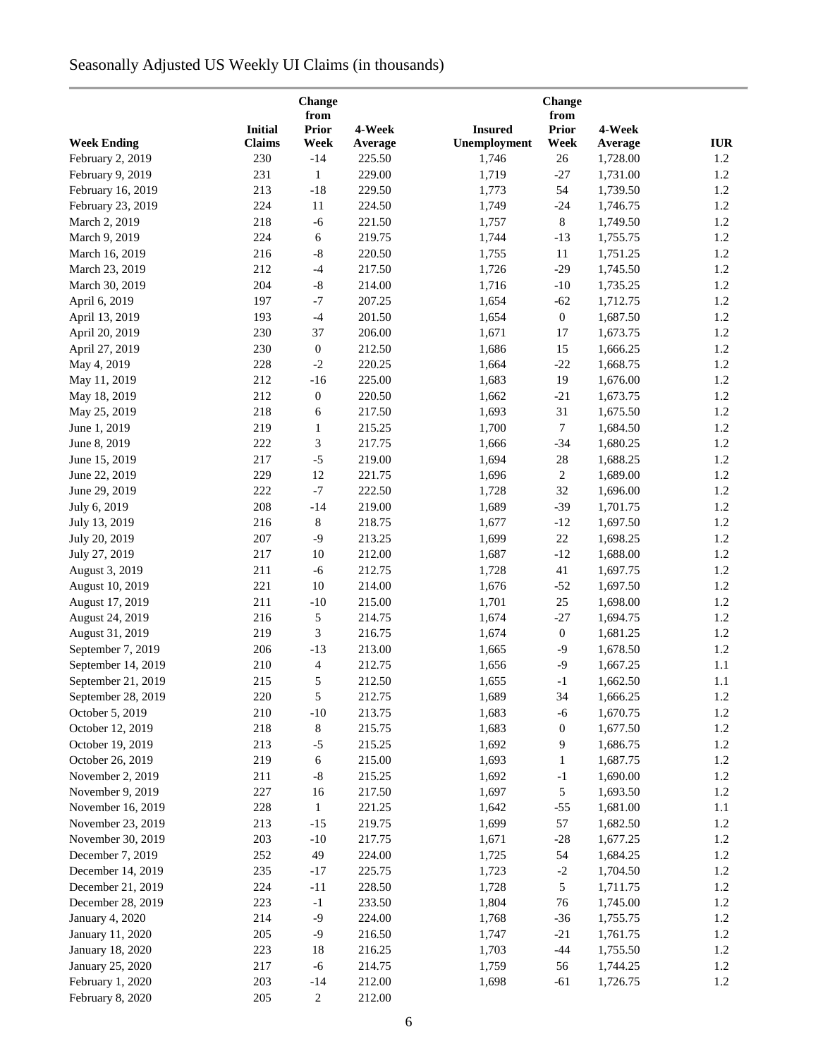## Seasonally Adjusted US Weekly UI Claims (in thousands)

| Week Ending | Initial Claims | Change from Prior Week | 4-Week Average | Insured Unemployment | Change from Prior Week | 4-Week Average | IUR |
|---|---|---|---|---|---|---|---|
| February 2, 2019 | 230 | -14 | 225.50 | 1,746 | 26 | 1,728.00 | 1.2 |
| February 9, 2019 | 231 | 1 | 229.00 | 1,719 | -27 | 1,731.00 | 1.2 |
| February 16, 2019 | 213 | -18 | 229.50 | 1,773 | 54 | 1,739.50 | 1.2 |
| February 23, 2019 | 224 | 11 | 224.50 | 1,749 | -24 | 1,746.75 | 1.2 |
| March 2, 2019 | 218 | -6 | 221.50 | 1,757 | 8 | 1,749.50 | 1.2 |
| March 9, 2019 | 224 | 6 | 219.75 | 1,744 | -13 | 1,755.75 | 1.2 |
| March 16, 2019 | 216 | -8 | 220.50 | 1,755 | 11 | 1,751.25 | 1.2 |
| March 23, 2019 | 212 | -4 | 217.50 | 1,726 | -29 | 1,745.50 | 1.2 |
| March 30, 2019 | 204 | -8 | 214.00 | 1,716 | -10 | 1,735.25 | 1.2 |
| April 6, 2019 | 197 | -7 | 207.25 | 1,654 | -62 | 1,712.75 | 1.2 |
| April 13, 2019 | 193 | -4 | 201.50 | 1,654 | 0 | 1,687.50 | 1.2 |
| April 20, 2019 | 230 | 37 | 206.00 | 1,671 | 17 | 1,673.75 | 1.2 |
| April 27, 2019 | 230 | 0 | 212.50 | 1,686 | 15 | 1,666.25 | 1.2 |
| May 4, 2019 | 228 | -2 | 220.25 | 1,664 | -22 | 1,668.75 | 1.2 |
| May 11, 2019 | 212 | -16 | 225.00 | 1,683 | 19 | 1,676.00 | 1.2 |
| May 18, 2019 | 212 | 0 | 220.50 | 1,662 | -21 | 1,673.75 | 1.2 |
| May 25, 2019 | 218 | 6 | 217.50 | 1,693 | 31 | 1,675.50 | 1.2 |
| June 1, 2019 | 219 | 1 | 215.25 | 1,700 | 7 | 1,684.50 | 1.2 |
| June 8, 2019 | 222 | 3 | 217.75 | 1,666 | -34 | 1,680.25 | 1.2 |
| June 15, 2019 | 217 | -5 | 219.00 | 1,694 | 28 | 1,688.25 | 1.2 |
| June 22, 2019 | 229 | 12 | 221.75 | 1,696 | 2 | 1,689.00 | 1.2 |
| June 29, 2019 | 222 | -7 | 222.50 | 1,728 | 32 | 1,696.00 | 1.2 |
| July 6, 2019 | 208 | -14 | 219.00 | 1,689 | -39 | 1,701.75 | 1.2 |
| July 13, 2019 | 216 | 8 | 218.75 | 1,677 | -12 | 1,697.50 | 1.2 |
| July 20, 2019 | 207 | -9 | 213.25 | 1,699 | 22 | 1,698.25 | 1.2 |
| July 27, 2019 | 217 | 10 | 212.00 | 1,687 | -12 | 1,688.00 | 1.2 |
| August 3, 2019 | 211 | -6 | 212.75 | 1,728 | 41 | 1,697.75 | 1.2 |
| August 10, 2019 | 221 | 10 | 214.00 | 1,676 | -52 | 1,697.50 | 1.2 |
| August 17, 2019 | 211 | -10 | 215.00 | 1,701 | 25 | 1,698.00 | 1.2 |
| August 24, 2019 | 216 | 5 | 214.75 | 1,674 | -27 | 1,694.75 | 1.2 |
| August 31, 2019 | 219 | 3 | 216.75 | 1,674 | 0 | 1,681.25 | 1.2 |
| September 7, 2019 | 206 | -13 | 213.00 | 1,665 | -9 | 1,678.50 | 1.2 |
| September 14, 2019 | 210 | 4 | 212.75 | 1,656 | -9 | 1,667.25 | 1.1 |
| September 21, 2019 | 215 | 5 | 212.50 | 1,655 | -1 | 1,662.50 | 1.1 |
| September 28, 2019 | 220 | 5 | 212.75 | 1,689 | 34 | 1,666.25 | 1.2 |
| October 5, 2019 | 210 | -10 | 213.75 | 1,683 | -6 | 1,670.75 | 1.2 |
| October 12, 2019 | 218 | 8 | 215.75 | 1,683 | 0 | 1,677.50 | 1.2 |
| October 19, 2019 | 213 | -5 | 215.25 | 1,692 | 9 | 1,686.75 | 1.2 |
| October 26, 2019 | 219 | 6 | 215.00 | 1,693 | 1 | 1,687.75 | 1.2 |
| November 2, 2019 | 211 | -8 | 215.25 | 1,692 | -1 | 1,690.00 | 1.2 |
| November 9, 2019 | 227 | 16 | 217.50 | 1,697 | 5 | 1,693.50 | 1.2 |
| November 16, 2019 | 228 | 1 | 221.25 | 1,642 | -55 | 1,681.00 | 1.1 |
| November 23, 2019 | 213 | -15 | 219.75 | 1,699 | 57 | 1,682.50 | 1.2 |
| November 30, 2019 | 203 | -10 | 217.75 | 1,671 | -28 | 1,677.25 | 1.2 |
| December 7, 2019 | 252 | 49 | 224.00 | 1,725 | 54 | 1,684.25 | 1.2 |
| December 14, 2019 | 235 | -17 | 225.75 | 1,723 | -2 | 1,704.50 | 1.2 |
| December 21, 2019 | 224 | -11 | 228.50 | 1,728 | 5 | 1,711.75 | 1.2 |
| December 28, 2019 | 223 | -1 | 233.50 | 1,804 | 76 | 1,745.00 | 1.2 |
| January 4, 2020 | 214 | -9 | 224.00 | 1,768 | -36 | 1,755.75 | 1.2 |
| January 11, 2020 | 205 | -9 | 216.50 | 1,747 | -21 | 1,761.75 | 1.2 |
| January 18, 2020 | 223 | 18 | 216.25 | 1,703 | -44 | 1,755.50 | 1.2 |
| January 25, 2020 | 217 | -6 | 214.75 | 1,759 | 56 | 1,744.25 | 1.2 |
| February 1, 2020 | 203 | -14 | 212.00 | 1,698 | -61 | 1,726.75 | 1.2 |
| February 8, 2020 | 205 | 2 | 212.00 | | | | |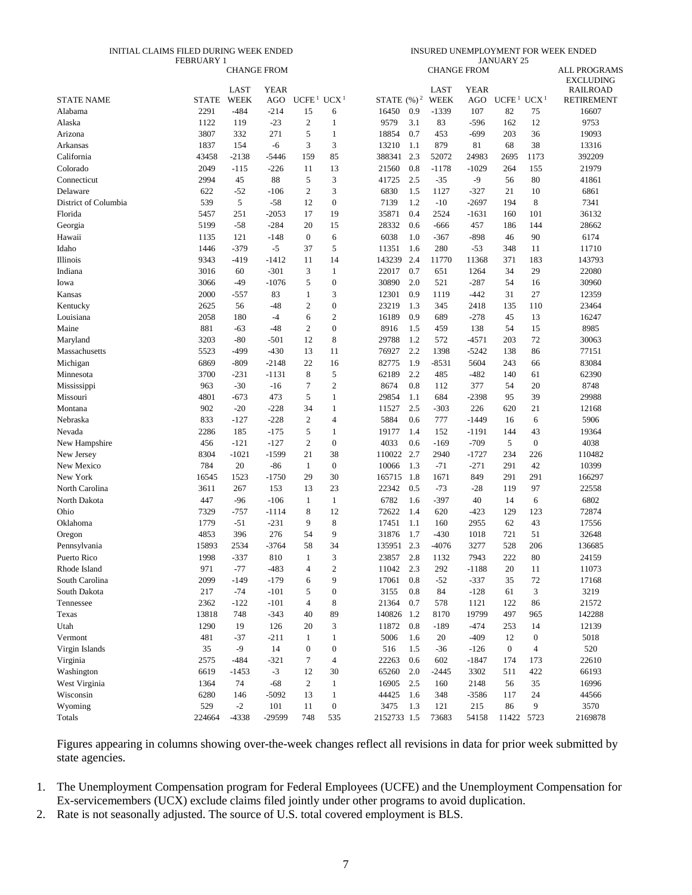| | INITIAL CLAIMS FILED DURING WEEK ENDED FEBRUARY 1 | | | | | INSURED UNEMPLOYMENT FOR WEEK ENDED JANUARY 25 | | | | | | |
|---|---|---|---|---|---|---|---|---|---|---|---|---|
| | | CHANGE FROM | | | | | | CHANGE FROM | | | | ALL PROGRAMS EXCLUDING RAILROAD RETIREMENT |
| STATE NAME | STATE | LAST WEEK | YEAR AGO | UCFE [1] | UCX [1] | STATE | (%) [2] | LAST WEEK | YEAR AGO | UCFE [1] | UCX [1] | |
| Alabama | 2291 | -484 | -214 | 15 | 6 | 16450 | 0.9 | -1339 | 107 | 82 | 75 | 16607 |
| Alaska | 1122 | 119 | -23 | 2 | 1 | 9579 | 3.1 | 83 | -596 | 162 | 12 | 9753 |
| Arizona | 3807 | 332 | 271 | 5 | 1 | 18854 | 0.7 | 453 | -699 | 203 | 36 | 19093 |
| Arkansas | 1837 | 154 | -6 | 3 | 3 | 13210 | 1.1 | 879 | 81 | 68 | 38 | 13316 |
| California | 43458 | -2138 | -5446 | 159 | 85 | 388341 | 2.3 | 52072 | 24983 | 2695 | 1173 | 392209 |
| Colorado | 2049 | -115 | -226 | 11 | 13 | 21560 | 0.8 | -1178 | -1029 | 264 | 155 | 21979 |
| Connecticut | 2994 | 45 | 88 | 5 | 3 | 41725 | 2.5 | -35 | -9 | 56 | 80 | 41861 |
| Delaware | 622 | -52 | -106 | 2 | 3 | 6830 | 1.5 | 1127 | -327 | 21 | 10 | 6861 |
| District of Columbia | 539 | 5 | -58 | 12 | 0 | 7139 | 1.2 | -10 | -2697 | 194 | 8 | 7341 |
| Florida | 5457 | 251 | -2053 | 17 | 19 | 35871 | 0.4 | 2524 | -1631 | 160 | 101 | 36132 |
| Georgia | 5199 | -58 | -284 | 20 | 15 | 28332 | 0.6 | -666 | 457 | 186 | 144 | 28662 |
| Hawaii | 1135 | 121 | -148 | 0 | 6 | 6038 | 1.0 | -367 | -898 | 46 | 90 | 6174 |
| Idaho | 1446 | -379 | -5 | 37 | 5 | 11351 | 1.6 | 280 | -53 | 348 | 11 | 11710 |
| Illinois | 9343 | -419 | -1412 | 11 | 14 | 143239 | 2.4 | 11770 | 11368 | 371 | 183 | 143793 |
| Indiana | 3016 | 60 | -301 | 3 | 1 | 22017 | 0.7 | 651 | 1264 | 34 | 29 | 22080 |
| Iowa | 3066 | -49 | -1076 | 5 | 0 | 30890 | 2.0 | 521 | -287 | 54 | 16 | 30960 |
| Kansas | 2000 | -557 | 83 | 1 | 3 | 12301 | 0.9 | 1119 | -442 | 31 | 27 | 12359 |
| Kentucky | 2625 | 56 | -48 | 2 | 0 | 23219 | 1.3 | 345 | 2418 | 135 | 110 | 23464 |
| Louisiana | 2058 | 180 | -4 | 6 | 2 | 16189 | 0.9 | 689 | -278 | 45 | 13 | 16247 |
| Maine | 881 | -63 | -48 | 2 | 0 | 8916 | 1.5 | 459 | 138 | 54 | 15 | 8985 |
| Maryland | 3203 | -80 | -501 | 12 | 8 | 29788 | 1.2 | 572 | -4571 | 203 | 72 | 30063 |
| Massachusetts | 5523 | -499 | -430 | 13 | 11 | 76927 | 2.2 | 1398 | -5242 | 138 | 86 | 77151 |
| Michigan | 6869 | -809 | -2148 | 22 | 16 | 82775 | 1.9 | -8531 | 5604 | 243 | 66 | 83084 |
| Minnesota | 3700 | -231 | -1131 | 8 | 5 | 62189 | 2.2 | 485 | -482 | 140 | 61 | 62390 |
| Mississippi | 963 | -30 | -16 | 7 | 2 | 8674 | 0.8 | 112 | 377 | 54 | 20 | 8748 |
| Missouri | 4801 | -673 | 473 | 5 | 1 | 29854 | 1.1 | 684 | -2398 | 95 | 39 | 29988 |
| Montana | 902 | -20 | -228 | 34 | 1 | 11527 | 2.5 | -303 | 226 | 620 | 21 | 12168 |
| Nebraska | 833 | -127 | -228 | 2 | 4 | 5884 | 0.6 | 777 | -1449 | 16 | 6 | 5906 |
| Nevada | 2286 | 185 | -175 | 5 | 1 | 19177 | 1.4 | 152 | -1191 | 144 | 43 | 19364 |
| New Hampshire | 456 | -121 | -127 | 2 | 0 | 4033 | 0.6 | -169 | -709 | 5 | 0 | 4038 |
| New Jersey | 8304 | -1021 | -1599 | 21 | 38 | 110022 | 2.7 | 2940 | -1727 | 234 | 226 | 110482 |
| New Mexico | 784 | 20 | -86 | 1 | 0 | 10066 | 1.3 | -71 | -271 | 291 | 42 | 10399 |
| New York | 16545 | 1523 | -1750 | 29 | 30 | 165715 | 1.8 | 1671 | 849 | 291 | 291 | 166297 |
| North Carolina | 3611 | 267 | 153 | 13 | 23 | 22342 | 0.5 | -73 | -28 | 119 | 97 | 22558 |
| North Dakota | 447 | -96 | -106 | 1 | 1 | 6782 | 1.6 | -397 | 40 | 14 | 6 | 6802 |
| Ohio | 7329 | -757 | -1114 | 8 | 12 | 72622 | 1.4 | 620 | -423 | 129 | 123 | 72874 |
| Oklahoma | 1779 | -51 | -231 | 9 | 8 | 17451 | 1.1 | 160 | 2955 | 62 | 43 | 17556 |
| Oregon | 4853 | 396 | 276 | 54 | 9 | 31876 | 1.7 | -430 | 1018 | 721 | 51 | 32648 |
| Pennsylvania | 15893 | 2534 | -3764 | 58 | 34 | 135951 | 2.3 | -4076 | 3277 | 528 | 206 | 136685 |
| Puerto Rico | 1998 | -337 | 810 | 1 | 3 | 23857 | 2.8 | 1132 | 7943 | 222 | 80 | 24159 |
| Rhode Island | 971 | -77 | -483 | 4 | 2 | 11042 | 2.3 | 292 | -1188 | 20 | 11 | 11073 |
| South Carolina | 2099 | -149 | -179 | 6 | 9 | 17061 | 0.8 | -52 | -337 | 35 | 72 | 17168 |
| South Dakota | 217 | -74 | -101 | 5 | 0 | 3155 | 0.8 | 84 | -128 | 61 | 3 | 3219 |
| Tennessee | 2362 | -122 | -101 | 4 | 8 | 21364 | 0.7 | 578 | 1121 | 122 | 86 | 21572 |
| Texas | 13818 | 748 | -343 | 40 | 89 | 140826 | 1.2 | 8170 | 19799 | 497 | 965 | 142288 |
| Utah | 1290 | 19 | 126 | 20 | 3 | 11872 | 0.8 | -189 | -474 | 253 | 14 | 12139 |
| Vermont | 481 | -37 | -211 | 1 | 1 | 5006 | 1.6 | 20 | -409 | 12 | 0 | 5018 |
| Virgin Islands | 35 | -9 | 14 | 0 | 0 | 516 | 1.5 | -36 | -126 | 0 | 4 | 520 |
| Virginia | 2575 | -484 | -321 | 7 | 4 | 22263 | 0.6 | 602 | -1847 | 174 | 173 | 22610 |
| Washington | 6619 | -1453 | -3 | 12 | 30 | 65260 | 2.0 | -2445 | 3302 | 511 | 422 | 66193 |
| West Virginia | 1364 | 74 | -68 | 2 | 1 | 16905 | 2.5 | 160 | 2148 | 56 | 35 | 16996 |
| Wisconsin | 6280 | 146 | -5092 | 13 | 1 | 44425 | 1.6 | 348 | -3586 | 117 | 24 | 44566 |
| Wyoming | 529 | -2 | 101 | 11 | 0 | 3475 | 1.3 | 121 | 215 | 86 | 9 | 3570 |
| Totals | 224664 | -4338 | -29599 | 748 | 535 | 2152733 | 1.5 | 73683 | 54158 | 11422 | 5723 | 2169878 |

Figures appearing in columns showing over-the-week changes reflect all revisions in data for prior week submitted by state agencies.

1. The Unemployment Compensation program for Federal Employees (UCFE) and the Unemployment Compensation for Ex-servicemembers (UCX) exclude claims filed jointly under other programs to avoid duplication.
2. Rate is not seasonally adjusted. The source of U.S. total covered employment is BLS.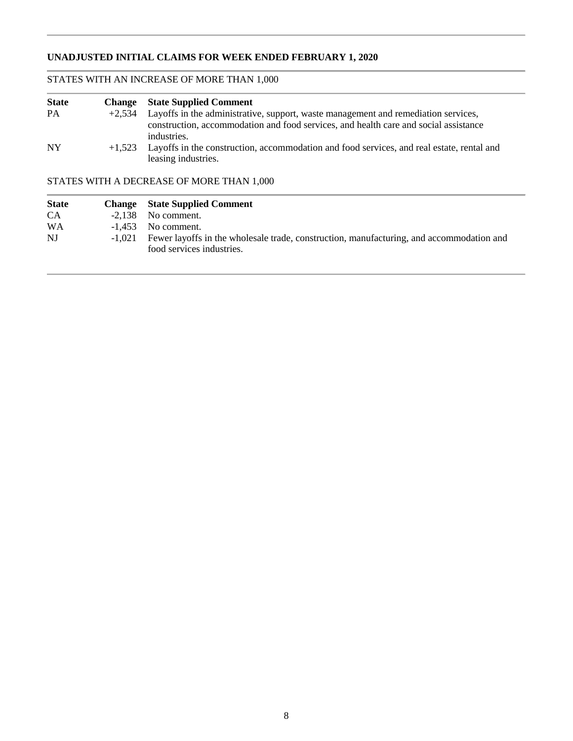## UNADJUSTED INITIAL CLAIMS FOR WEEK ENDED FEBRUARY 1, 2020

### STATES WITH AN INCREASE OF MORE THAN 1,000

| State | Change | State Supplied Comment |
|---|---|---|
| PA | +2,534 | Layoffs in the administrative, support, waste management and remediation services, construction, accommodation and food services, and health care and social assistance industries. |
| NY | +1,523 | Layoffs in the construction, accommodation and food services, and real estate, rental and leasing industries. |

### STATES WITH A DECREASE OF MORE THAN 1,000

| State | Change | State Supplied Comment |
|---|---|---|
| CA | -2,138 | No comment. |
| WA | -1,453 | No comment. |
| NJ | -1,021 | Fewer layoffs in the wholesale trade, construction, manufacturing, and accommodation and food services industries. |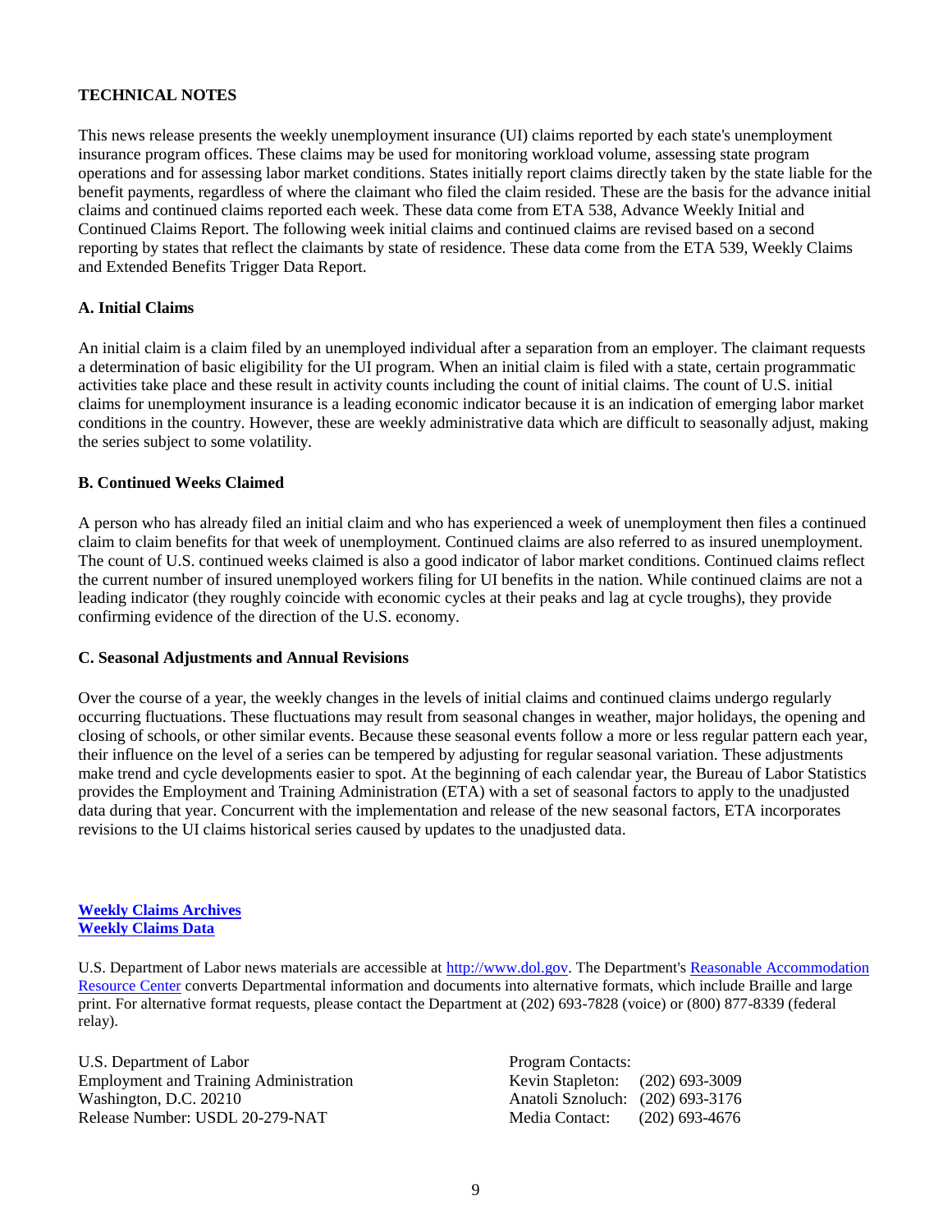## TECHNICAL NOTES

This news release presents the weekly unemployment insurance (UI) claims reported by each state's unemployment insurance program offices. These claims may be used for monitoring workload volume, assessing state program operations and for assessing labor market conditions. States initially report claims directly taken by the state liable for the benefit payments, regardless of where the claimant who filed the claim resided. These are the basis for the advance initial claims and continued claims reported each week. These data come from ETA 538, Advance Weekly Initial and Continued Claims Report. The following week initial claims and continued claims are revised based on a second reporting by states that reflect the claimants by state of residence. These data come from the ETA 539, Weekly Claims and Extended Benefits Trigger Data Report.

### A. Initial Claims

An initial claim is a claim filed by an unemployed individual after a separation from an employer. The claimant requests a determination of basic eligibility for the UI program. When an initial claim is filed with a state, certain programmatic activities take place and these result in activity counts including the count of initial claims. The count of U.S. initial claims for unemployment insurance is a leading economic indicator because it is an indication of emerging labor market conditions in the country. However, these are weekly administrative data which are difficult to seasonally adjust, making the series subject to some volatility.

### B. Continued Weeks Claimed

A person who has already filed an initial claim and who has experienced a week of unemployment then files a continued claim to claim benefits for that week of unemployment. Continued claims are also referred to as insured unemployment. The count of U.S. continued weeks claimed is also a good indicator of labor market conditions. Continued claims reflect the current number of insured unemployed workers filing for UI benefits in the nation. While continued claims are not a leading indicator (they roughly coincide with economic cycles at their peaks and lag at cycle troughs), they provide confirming evidence of the direction of the U.S. economy.

### C. Seasonal Adjustments and Annual Revisions

Over the course of a year, the weekly changes in the levels of initial claims and continued claims undergo regularly occurring fluctuations. These fluctuations may result from seasonal changes in weather, major holidays, the opening and closing of schools, or other similar events. Because these seasonal events follow a more or less regular pattern each year, their influence on the level of a series can be tempered by adjusting for regular seasonal variation. These adjustments make trend and cycle developments easier to spot. At the beginning of each calendar year, the Bureau of Labor Statistics provides the Employment and Training Administration (ETA) with a set of seasonal factors to apply to the unadjusted data during that year. Concurrent with the implementation and release of the new seasonal factors, ETA incorporates revisions to the UI claims historical series caused by updates to the unadjusted data.

**Weekly Claims Archives**
**Weekly Claims Data**

U.S. Department of Labor news materials are accessible at http://www.dol.gov. The Department's Reasonable Accommodation Resource Center converts Departmental information and documents into alternative formats, which include Braille and large print. For alternative format requests, please contact the Department at (202) 693-7828 (voice) or (800) 877-8339 (federal relay).

U.S. Department of Labor
Employment and Training Administration
Washington, D.C. 20210
Release Number: USDL 20-279-NAT

Program Contacts:
Kevin Stapleton: (202) 693-3009
Anatoli Sznoluch: (202) 693-3176
Media Contact: (202) 693-4676